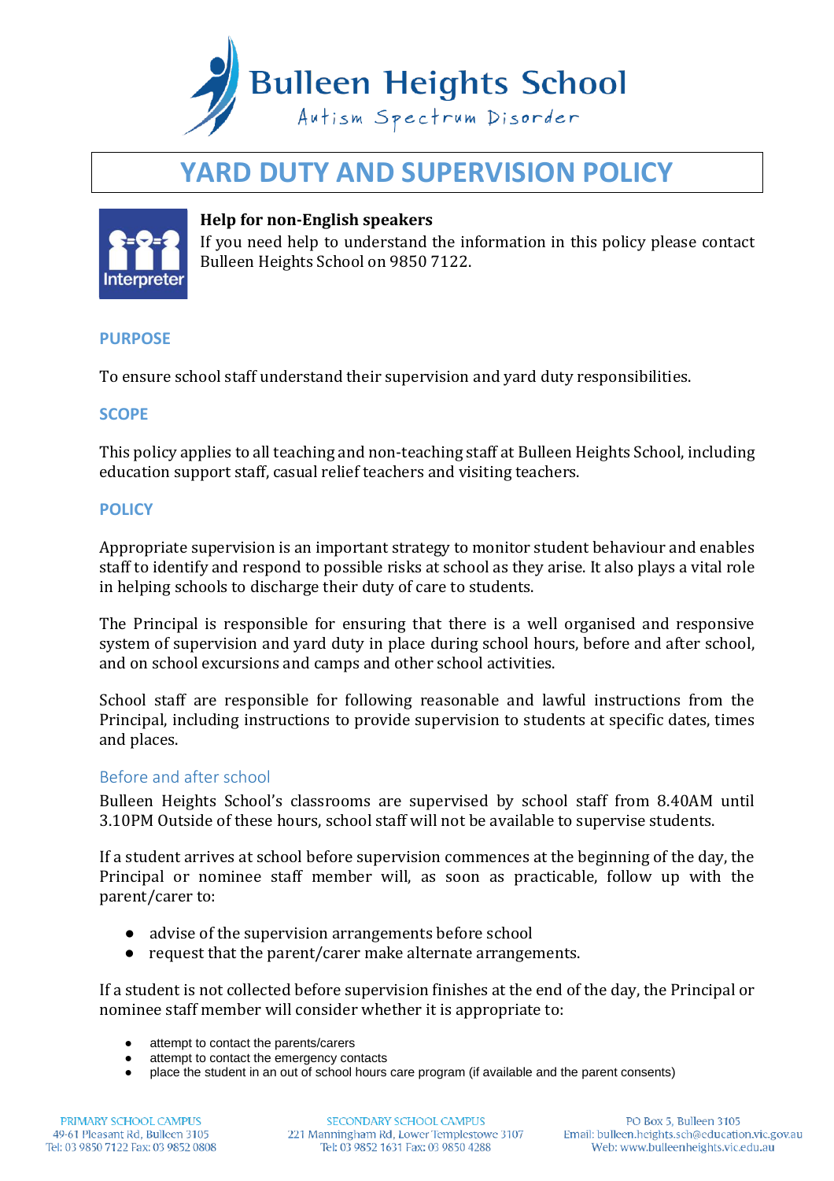# YARD DUTY AND SUPERVISION POLICY

**Help for non-English speakers**
If you need help to understand the information in this policy please contact Bulleen Heights School on 9850 7122.

## PURPOSE

To ensure school staff understand their supervision and yard duty responsibilities.

## SCOPE

This policy applies to all teaching and non-teaching staff at Bulleen Heights School, including education support staff, casual relief teachers and visiting teachers.

## POLICY

Appropriate supervision is an important strategy to monitor student behaviour and enables staff to identify and respond to possible risks at school as they arise. It also plays a vital role in helping schools to discharge their duty of care to students.

The Principal is responsible for ensuring that there is a well organised and responsive system of supervision and yard duty in place during school hours, before and after school, and on school excursions and camps and other school activities.

School staff are responsible for following reasonable and lawful instructions from the Principal, including instructions to provide supervision to students at specific dates, times and places.

### Before and after school

Bulleen Heights School's classrooms are supervised by school staff from 8.40AM until 3.10PM Outside of these hours, school staff will not be available to supervise students.

If a student arrives at school before supervision commences at the beginning of the day, the Principal or nominee staff member will, as soon as practicable, follow up with the parent/carer to:

- advise of the supervision arrangements before school
- request that the parent/carer make alternate arrangements.

If a student is not collected before supervision finishes at the end of the day, the Principal or nominee staff member will consider whether it is appropriate to:

- attempt to contact the parents/carers
- attempt to contact the emergency contacts
- place the student in an out of school hours care program (if available and the parent consents)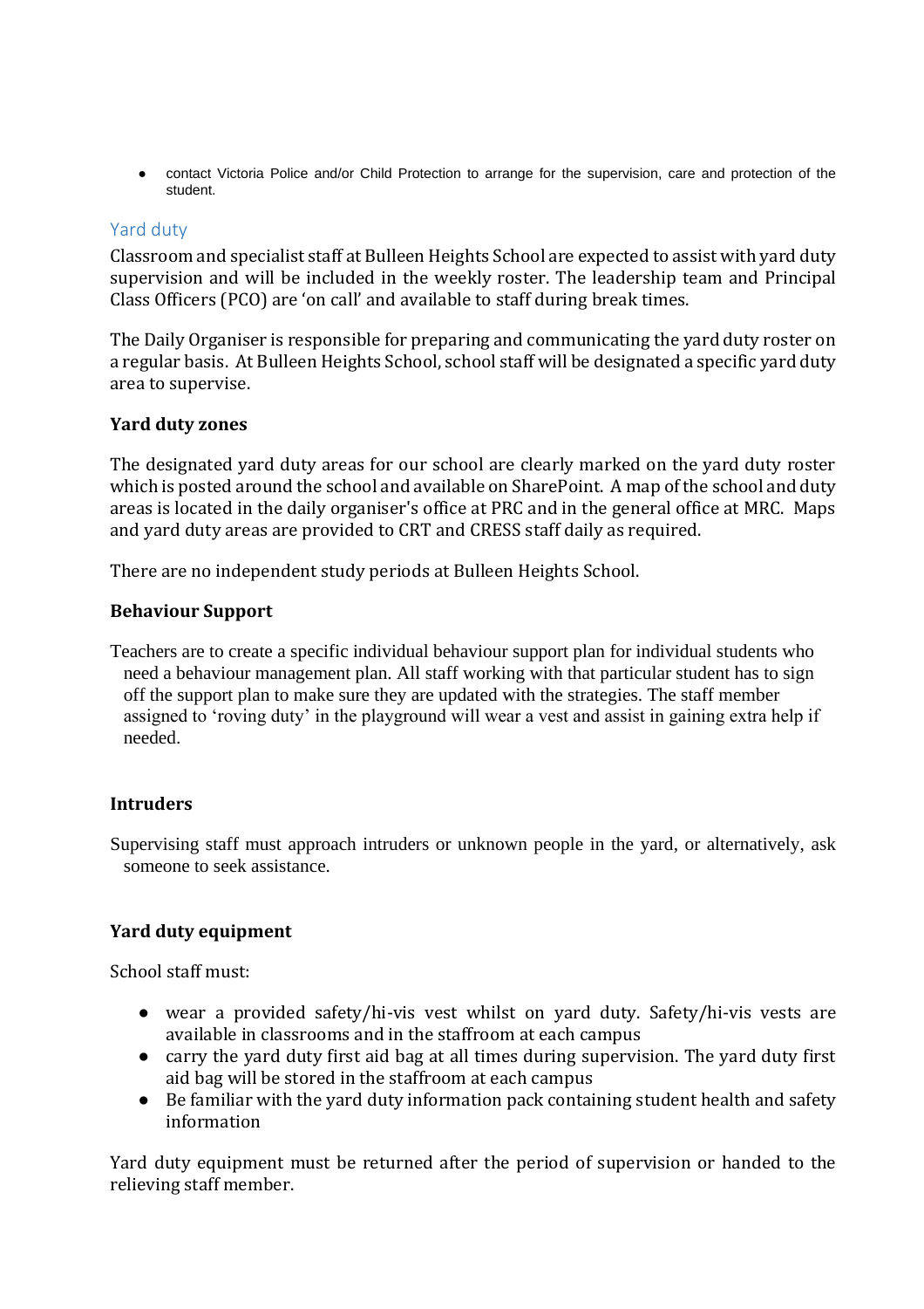- contact Victoria Police and/or Child Protection to arrange for the supervision, care and protection of the student.

## Yard duty

Classroom and specialist staff at Bulleen Heights School are expected to assist with yard duty supervision and will be included in the weekly roster. The leadership team and Principal Class Officers (PCO) are 'on call' and available to staff during break times.

The Daily Organiser is responsible for preparing and communicating the yard duty roster on a regular basis. At Bulleen Heights School, school staff will be designated a specific yard duty area to supervise.

### Yard duty zones

The designated yard duty areas for our school are clearly marked on the yard duty roster which is posted around the school and available on SharePoint. A map of the school and duty areas is located in the daily organiser's office at PRC and in the general office at MRC. Maps and yard duty areas are provided to CRT and CRESS staff daily as required.

There are no independent study periods at Bulleen Heights School.

### Behaviour Support

Teachers are to create a specific individual behaviour support plan for individual students who need a behaviour management plan. All staff working with that particular student has to sign off the support plan to make sure they are updated with the strategies. The staff member assigned to 'roving duty' in the playground will wear a vest and assist in gaining extra help if needed.

### Intruders

Supervising staff must approach intruders or unknown people in the yard, or alternatively, ask someone to seek assistance.

### Yard duty equipment

School staff must:

- wear a provided safety/hi-vis vest whilst on yard duty. Safety/hi-vis vests are available in classrooms and in the staffroom at each campus
- carry the yard duty first aid bag at all times during supervision. The yard duty first aid bag will be stored in the staffroom at each campus
- Be familiar with the yard duty information pack containing student health and safety information

Yard duty equipment must be returned after the period of supervision or handed to the relieving staff member.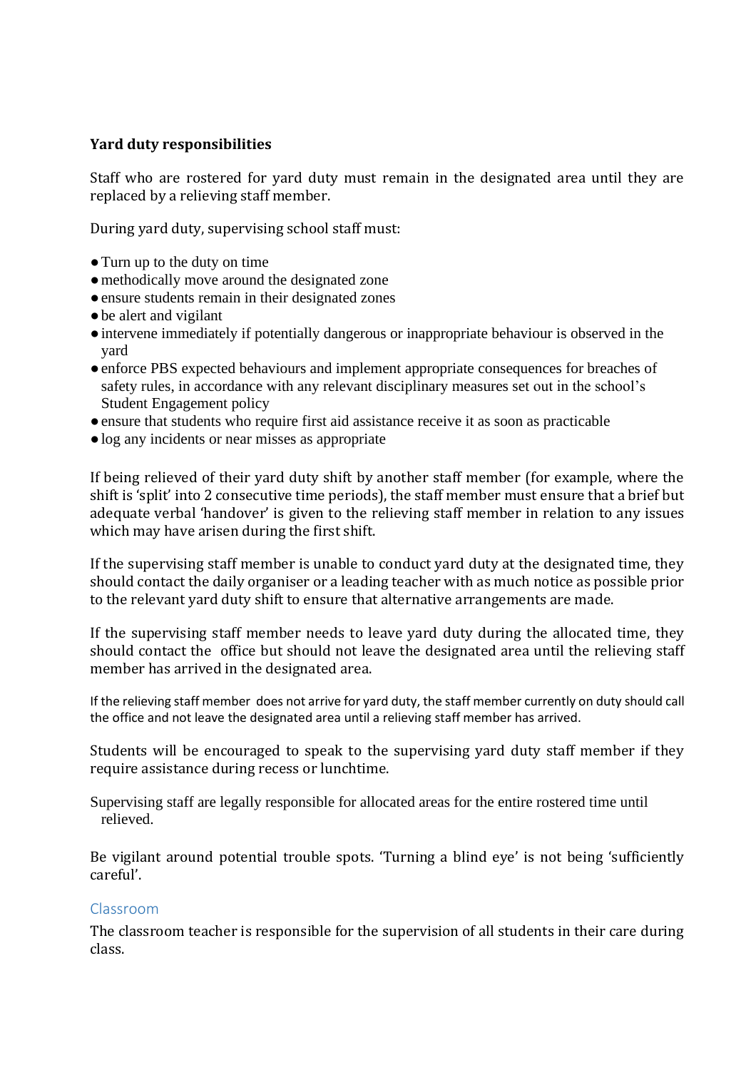**Yard duty responsibilities**

Staff who are rostered for yard duty must remain in the designated area until they are replaced by a relieving staff member.

During yard duty, supervising school staff must:

- Turn up to the duty on time
- methodically move around the designated zone
- ensure students remain in their designated zones
- be alert and vigilant
- intervene immediately if potentially dangerous or inappropriate behaviour is observed in the yard
- enforce PBS expected behaviours and implement appropriate consequences for breaches of safety rules, in accordance with any relevant disciplinary measures set out in the school's Student Engagement policy
- ensure that students who require first aid assistance receive it as soon as practicable
- log any incidents or near misses as appropriate

If being relieved of their yard duty shift by another staff member (for example, where the shift is 'split' into 2 consecutive time periods), the staff member must ensure that a brief but adequate verbal 'handover' is given to the relieving staff member in relation to any issues which may have arisen during the first shift.

If the supervising staff member is unable to conduct yard duty at the designated time, they should contact the daily organiser or a leading teacher with as much notice as possible prior to the relevant yard duty shift to ensure that alternative arrangements are made.

If the supervising staff member needs to leave yard duty during the allocated time, they should contact the office but should not leave the designated area until the relieving staff member has arrived in the designated area.

If the relieving staff member does not arrive for yard duty, the staff member currently on duty should call the office and not leave the designated area until a relieving staff member has arrived.

Students will be encouraged to speak to the supervising yard duty staff member if they require assistance during recess or lunchtime.

Supervising staff are legally responsible for allocated areas for the entire rostered time until relieved.

Be vigilant around potential trouble spots. 'Turning a blind eye' is not being 'sufficiently careful'.

## Classroom

The classroom teacher is responsible for the supervision of all students in their care during class.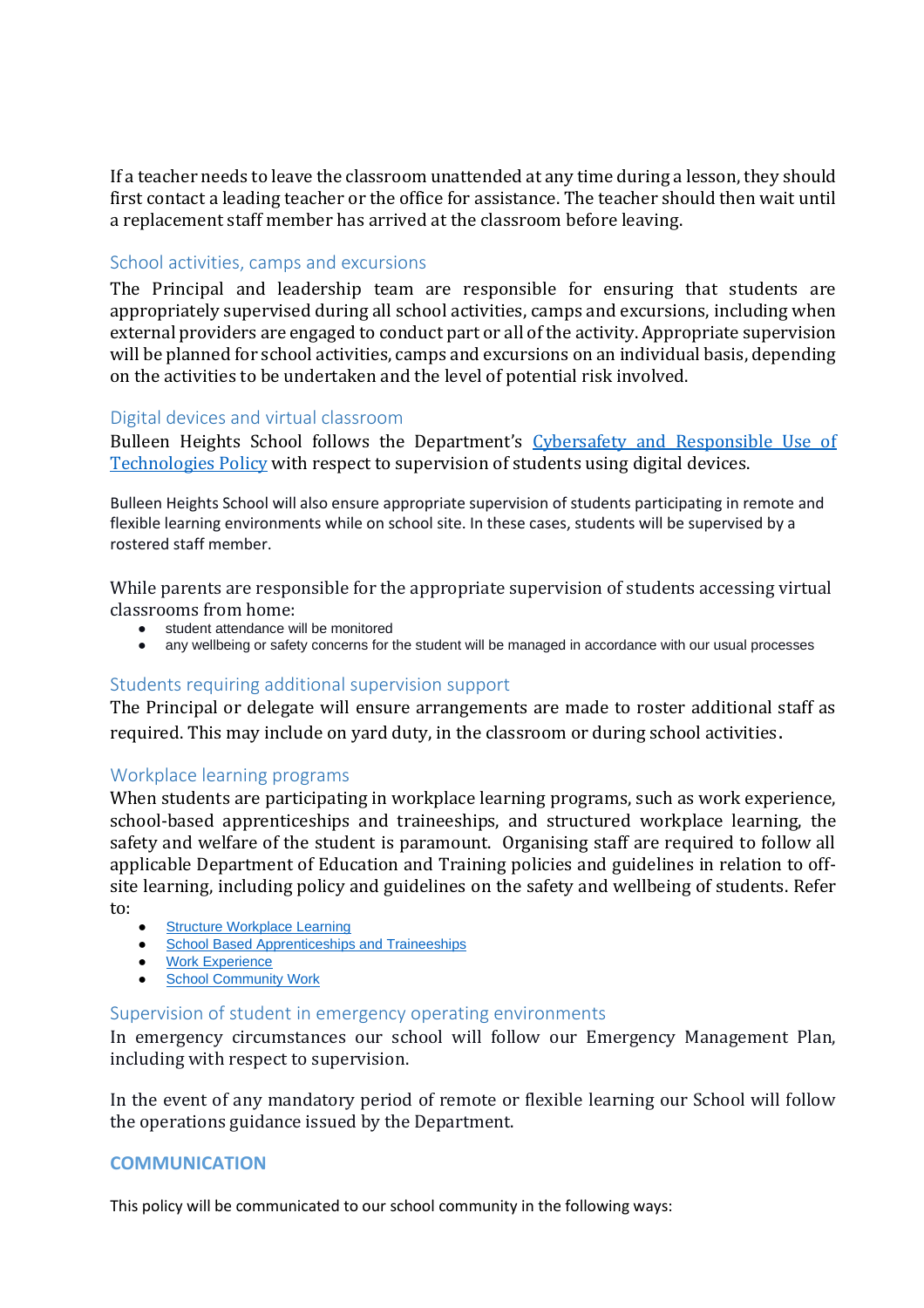If a teacher needs to leave the classroom unattended at any time during a lesson, they should first contact a leading teacher or the office for assistance. The teacher should then wait until a replacement staff member has arrived at the classroom before leaving.

## School activities, camps and excursions

The Principal and leadership team are responsible for ensuring that students are appropriately supervised during all school activities, camps and excursions, including when external providers are engaged to conduct part or all of the activity. Appropriate supervision will be planned for school activities, camps and excursions on an individual basis, depending on the activities to be undertaken and the level of potential risk involved.

## Digital devices and virtual classroom

Bulleen Heights School follows the Department's [Cybersafety and Responsible Use of Technologies Policy]() with respect to supervision of students using digital devices.

Bulleen Heights School will also ensure appropriate supervision of students participating in remote and flexible learning environments while on school site. In these cases, students will be supervised by a rostered staff member.

While parents are responsible for the appropriate supervision of students accessing virtual classrooms from home:

- student attendance will be monitored
- any wellbeing or safety concerns for the student will be managed in accordance with our usual processes

## Students requiring additional supervision support

The Principal or delegate will ensure arrangements are made to roster additional staff as required. This may include on yard duty, in the classroom or during school activities.

## Workplace learning programs

When students are participating in workplace learning programs, such as work experience, school-based apprenticeships and traineeships, and structured workplace learning, the safety and welfare of the student is paramount. Organising staff are required to follow all applicable Department of Education and Training policies and guidelines in relation to off-site learning, including policy and guidelines on the safety and wellbeing of students. Refer to:

- [Structure Workplace Learning]()
- [School Based Apprenticeships and Traineeships]()
- [Work Experience]()
- [School Community Work]()

## Supervision of student in emergency operating environments

In emergency circumstances our school will follow our Emergency Management Plan, including with respect to supervision.

In the event of any mandatory period of remote or flexible learning our School will follow the operations guidance issued by the Department.

# COMMUNICATION

This policy will be communicated to our school community in the following ways: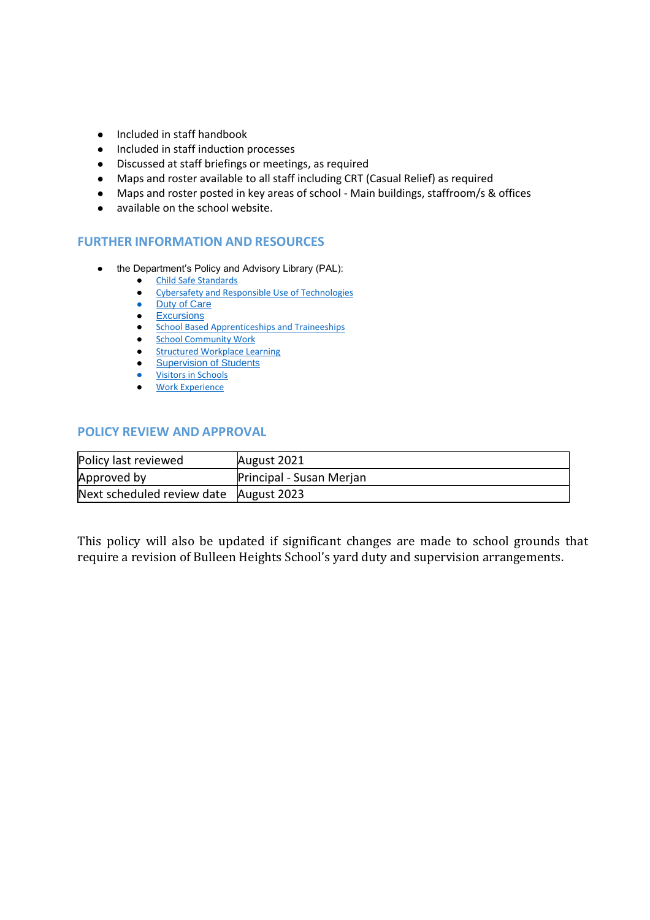- Included in staff handbook
- Included in staff induction processes
- Discussed at staff briefings or meetings, as required
- Maps and roster available to all staff including CRT (Casual Relief) as required
- Maps and roster posted in key areas of school - Main buildings, staffroom/s & offices
- available on the school website.

## FURTHER INFORMATION AND RESOURCES

- the Department's Policy and Advisory Library (PAL):
  - Child Safe Standards
  - Cybersafety and Responsible Use of Technologies
  - Duty of Care
  - Excursions
  - School Based Apprenticeships and Traineeships
  - School Community Work
  - Structured Workplace Learning
  - Supervision of Students
  - Visitors in Schools
  - Work Experience

## POLICY REVIEW AND APPROVAL

| | |
|---|---|
| Policy last reviewed | August 2021 |
| Approved by | Principal - Susan Merjan |
| Next scheduled review date | August 2023 |

This policy will also be updated if significant changes are made to school grounds that require a revision of Bulleen Heights School's yard duty and supervision arrangements.